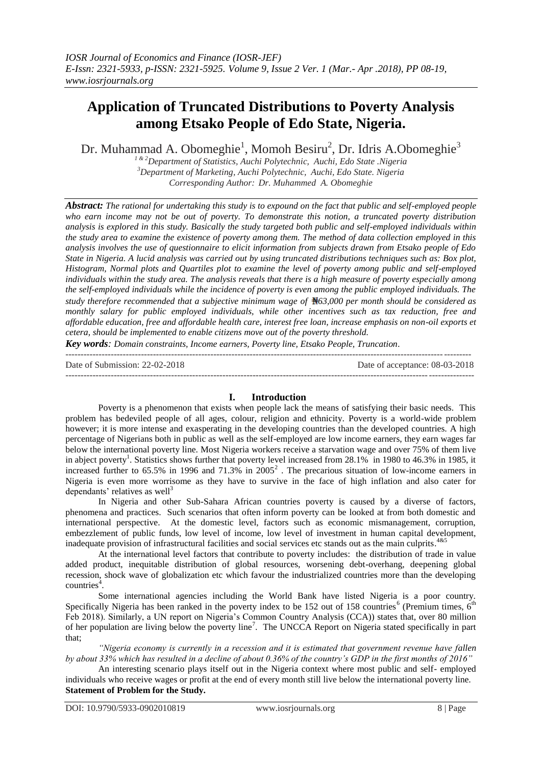*IOSR Journal of Economics and Finance (IOSR-JEF)*
*E-Issn: 2321-5933, p-ISSN: 2321-5925. Volume 9, Issue 2 Ver. 1 (Mar.- Apr .2018), PP 08-19,*
*www.iosrjournals.org*

# Application of Truncated Distributions to Poverty Analysis among Etsako People of Edo State, Nigeria.

Dr. Muhammad A. Obomeghie[1], Momoh Besiru[2], Dr. Idris A.Obomeghie[3]

[1 & 2]*Department of Statistics, Auchi Polytechnic, Auchi, Edo State .Nigeria*
[3]*Department of Marketing, Auchi Polytechnic, Auchi, Edo State. Nigeria*
*Corresponding Author: Dr. Muhammed A. Obomeghie*

***Abstract:*** *The rational for undertaking this study is to expound on the fact that public and self-employed people who earn income may not be out of poverty. To demonstrate this notion, a truncated poverty distribution analysis is explored in this study. Basically the study targeted both public and self-employed individuals within the study area to examine the existence of poverty among them. The method of data collection employed in this analysis involves the use of questionnaire to elicit information from subjects drawn from Etsako people of Edo State in Nigeria. A lucid analysis was carried out by using truncated distributions techniques such as: Box plot, Histogram, Normal plots and Quartiles plot to examine the level of poverty among public and self-employed individuals within the study area. The analysis reveals that there is a high measure of poverty especially among the self-employed individuals while the incidence of poverty is even among the public employed individuals. The study therefore recommended that a subjective minimum wage of ₦63,000 per month should be considered as monthly salary for public employed individuals, while other incentives such as tax reduction, free and affordable education, free and affordable health care, interest free loan, increase emphasis on non-oil exports et cetera, should be implemented to enable citizens move out of the poverty threshold.*

***Key words****: Domain constraints, Income earners, Poverty line, Etsako People, Truncation.*

---

Date of Submission: 22-02-2018 Date of acceptance: 08-03-2018

---

## I. Introduction

Poverty is a phenomenon that exists when people lack the means of satisfying their basic needs. This problem has bedeviled people of all ages, colour, religion and ethnicity. Poverty is a world-wide problem however; it is more intense and exasperating in the developing countries than the developed countries. A high percentage of Nigerians both in public as well as the self-employed are low income earners, they earn wages far below the international poverty line. Most Nigeria workers receive a starvation wage and over 75% of them live in abject poverty[1]. Statistics shows further that poverty level increased from 28.1% in 1980 to 46.3% in 1985, it increased further to 65.5% in 1996 and 71.3% in 2005[2] . The precarious situation of low-income earners in Nigeria is even more worrisome as they have to survive in the face of high inflation and also cater for dependants' relatives as well[3]

In Nigeria and other Sub-Sahara African countries poverty is caused by a diverse of factors, phenomena and practices. Such scenarios that often inform poverty can be looked at from both domestic and international perspective. At the domestic level, factors such as economic mismanagement, corruption, embezzlement of public funds, low level of income, low level of investment in human capital development, inadequate provision of infrastructural facilities and social services etc stands out as the main culprits.[4&5]

At the international level factors that contribute to poverty includes: the distribution of trade in value added product, inequitable distribution of global resources, worsening debt-overhang, deepening global recession, shock wave of globalization etc which favour the industrialized countries more than the developing countries[4].

Some international agencies including the World Bank have listed Nigeria is a poor country. Specifically Nigeria has been ranked in the poverty index to be 152 out of 158 countries[6] (Premium times, 6[th] Feb 2018). Similarly, a UN report on Nigeria's Common Country Analysis (CCA)) states that, over 80 million of her population are living below the poverty line[7]. The UNCCA Report on Nigeria stated specifically in part that;

*"Nigeria economy is currently in a recession and it is estimated that government revenue have fallen by about 33% which has resulted in a decline of about 0.36% of the country's GDP in the first months of 2016"*

An interesting scenario plays itself out in the Nigeria context where most public and self- employed individuals who receive wages or profit at the end of every month still live below the international poverty line.

**Statement of Problem for the Study.**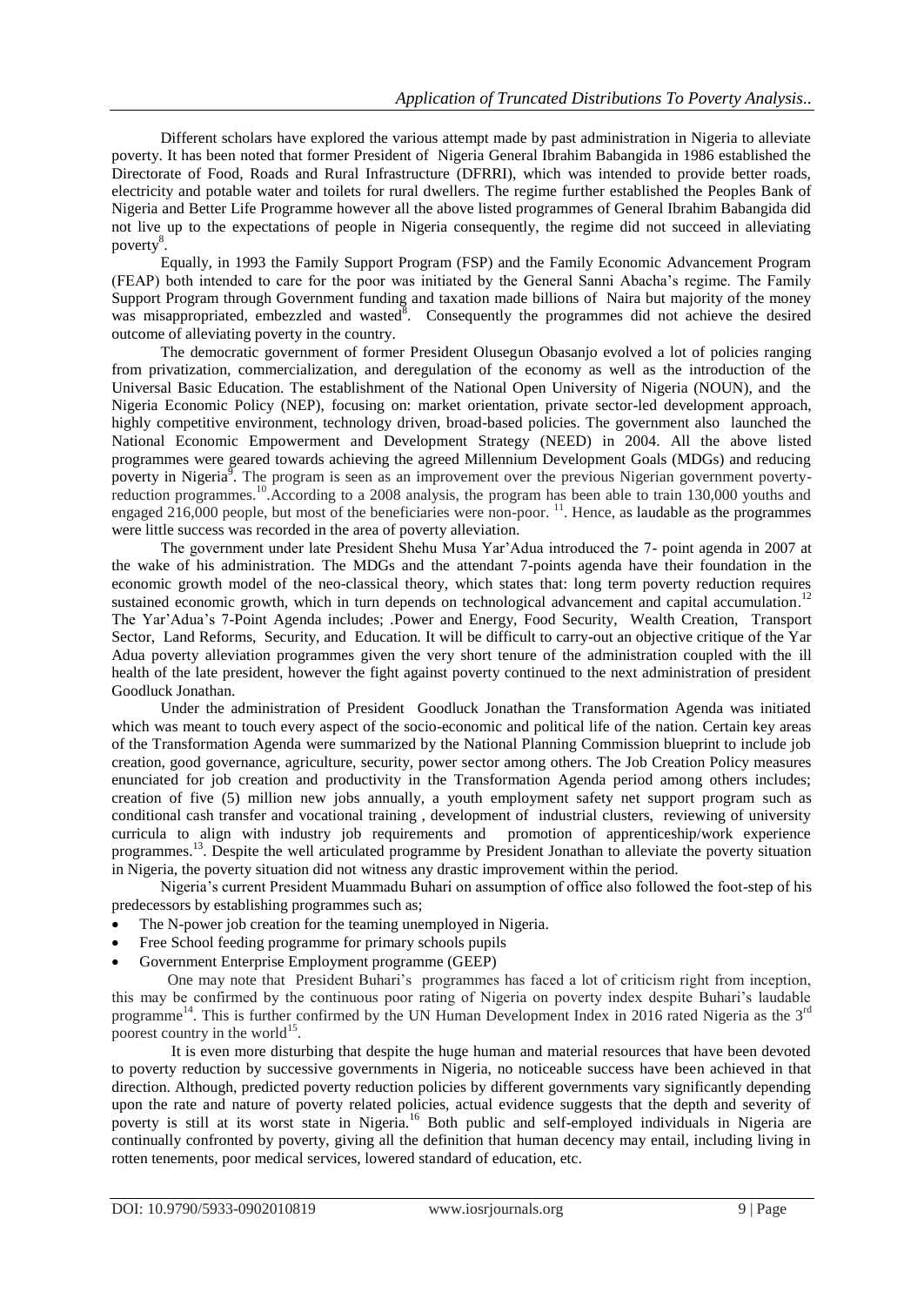Different scholars have explored the various attempt made by past administration in Nigeria to alleviate poverty. It has been noted that former President of Nigeria General Ibrahim Babangida in 1986 established the Directorate of Food, Roads and Rural Infrastructure (DFRRI), which was intended to provide better roads, electricity and potable water and toilets for rural dwellers. The regime further established the Peoples Bank of Nigeria and Better Life Programme however all the above listed programmes of General Ibrahim Babangida did not live up to the expectations of people in Nigeria consequently, the regime did not succeed in alleviating poverty[8].

Equally, in 1993 the Family Support Program (FSP) and the Family Economic Advancement Program (FEAP) both intended to care for the poor was initiated by the General Sanni Abacha's regime. The Family Support Program through Government funding and taxation made billions of Naira but majority of the money was misappropriated, embezzled and wasted[8]. Consequently the programmes did not achieve the desired outcome of alleviating poverty in the country.

The democratic government of former President Olusegun Obasanjo evolved a lot of policies ranging from privatization, commercialization, and deregulation of the economy as well as the introduction of the Universal Basic Education. The establishment of the National Open University of Nigeria (NOUN), and the Nigeria Economic Policy (NEP), focusing on: market orientation, private sector-led development approach, highly competitive environment, technology driven, broad-based policies. The government also launched the National Economic Empowerment and Development Strategy (NEED) in 2004. All the above listed programmes were geared towards achieving the agreed Millennium Development Goals (MDGs) and reducing poverty in Nigeria[9]. The program is seen as an improvement over the previous Nigerian government poverty-reduction programmes.[10].According to a 2008 analysis, the program has been able to train 130,000 youths and engaged 216,000 people, but most of the beneficiaries were non-poor. [11]. Hence, as laudable as the programmes were little success was recorded in the area of poverty alleviation.

The government under late President Shehu Musa Yar'Adua introduced the 7- point agenda in 2007 at the wake of his administration. The MDGs and the attendant 7-points agenda have their foundation in the economic growth model of the neo-classical theory, which states that: long term poverty reduction requires sustained economic growth, which in turn depends on technological advancement and capital accumulation.[12] The Yar'Adua's 7-Point Agenda includes; .Power and Energy, Food Security, Wealth Creation, Transport Sector, Land Reforms, Security, and Education. It will be difficult to carry-out an objective critique of the Yar Adua poverty alleviation programmes given the very short tenure of the administration coupled with the ill health of the late president, however the fight against poverty continued to the next administration of president Goodluck Jonathan.

Under the administration of President Goodluck Jonathan the Transformation Agenda was initiated which was meant to touch every aspect of the socio-economic and political life of the nation. Certain key areas of the Transformation Agenda were summarized by the National Planning Commission blueprint to include job creation, good governance, agriculture, security, power sector among others. The Job Creation Policy measures enunciated for job creation and productivity in the Transformation Agenda period among others includes; creation of five (5) million new jobs annually, a youth employment safety net support program such as conditional cash transfer and vocational training , development of industrial clusters, reviewing of university curricula to align with industry job requirements and promotion of apprenticeship/work experience programmes.[13]. Despite the well articulated programme by President Jonathan to alleviate the poverty situation in Nigeria, the poverty situation did not witness any drastic improvement within the period.

Nigeria's current President Muammadu Buhari on assumption of office also followed the foot-step of his predecessors by establishing programmes such as;

- The N-power job creation for the teaming unemployed in Nigeria.
- Free School feeding programme for primary schools pupils
- Government Enterprise Employment programme (GEEP)

One may note that President Buhari's programmes has faced a lot of criticism right from inception, this may be confirmed by the continuous poor rating of Nigeria on poverty index despite Buhari's laudable programme[14]. This is further confirmed by the UN Human Development Index in 2016 rated Nigeria as the 3rd poorest country in the world[15].

It is even more disturbing that despite the huge human and material resources that have been devoted to poverty reduction by successive governments in Nigeria, no noticeable success have been achieved in that direction. Although, predicted poverty reduction policies by different governments vary significantly depending upon the rate and nature of poverty related policies, actual evidence suggests that the depth and severity of poverty is still at its worst state in Nigeria.[16] Both public and self-employed individuals in Nigeria are continually confronted by poverty, giving all the definition that human decency may entail, including living in rotten tenements, poor medical services, lowered standard of education, etc.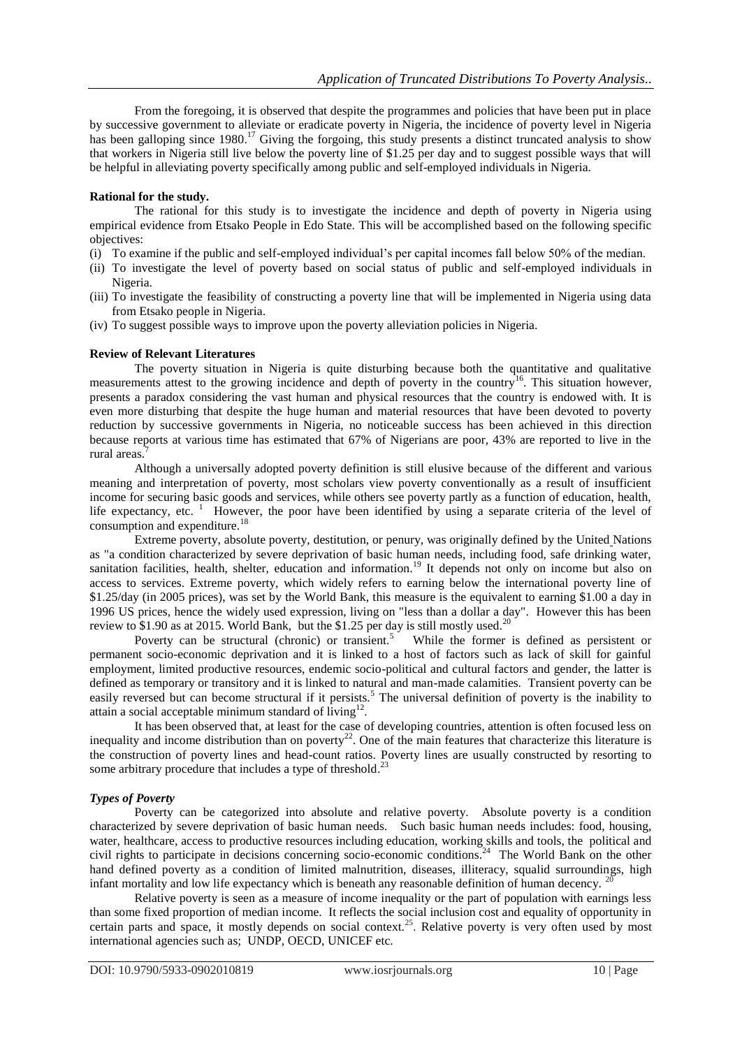From the foregoing, it is observed that despite the programmes and policies that have been put in place by successive government to alleviate or eradicate poverty in Nigeria, the incidence of poverty level in Nigeria has been galloping since 1980.[17] Giving the forgoing, this study presents a distinct truncated analysis to show that workers in Nigeria still live below the poverty line of $1.25 per day and to suggest possible ways that will be helpful in alleviating poverty specifically among public and self-employed individuals in Nigeria.

**Rational for the study.**

The rational for this study is to investigate the incidence and depth of poverty in Nigeria using empirical evidence from Etsako People in Edo State. This will be accomplished based on the following specific objectives:

(i) To examine if the public and self-employed individual's per capital incomes fall below 50% of the median.
(ii) To investigate the level of poverty based on social status of public and self-employed individuals in Nigeria.
(iii) To investigate the feasibility of constructing a poverty line that will be implemented in Nigeria using data from Etsako people in Nigeria.
(iv) To suggest possible ways to improve upon the poverty alleviation policies in Nigeria.

**Review of Relevant Literatures**

The poverty situation in Nigeria is quite disturbing because both the quantitative and qualitative measurements attest to the growing incidence and depth of poverty in the country[16]. This situation however, presents a paradox considering the vast human and physical resources that the country is endowed with. It is even more disturbing that despite the huge human and material resources that have been devoted to poverty reduction by successive governments in Nigeria, no noticeable success has been achieved in this direction because reports at various time has estimated that 67% of Nigerians are poor, 43% are reported to live in the rural areas.[7]

Although a universally adopted poverty definition is still elusive because of the different and various meaning and interpretation of poverty, most scholars view poverty conventionally as a result of insufficient income for securing basic goods and services, while others see poverty partly as a function of education, health, life expectancy, etc. [1] However, the poor have been identified by using a separate criteria of the level of consumption and expenditure.[18]

Extreme poverty, absolute poverty, destitution, or penury, was originally defined by the United Nations as "a condition characterized by severe deprivation of basic human needs, including food, safe drinking water, sanitation facilities, health, shelter, education and information.[19] It depends not only on income but also on access to services. Extreme poverty, which widely refers to earning below the international poverty line of $1.25/day (in 2005 prices), was set by the World Bank, this measure is the equivalent to earning $1.00 a day in 1996 US prices, hence the widely used expression, living on "less than a dollar a day". However this has been review to $1.90 as at 2015. World Bank, but the $1.25 per day is still mostly used.[20]

Poverty can be structural (chronic) or transient.[5] While the former is defined as persistent or permanent socio-economic deprivation and it is linked to a host of factors such as lack of skill for gainful employment, limited productive resources, endemic socio-political and cultural factors and gender, the latter is defined as temporary or transitory and it is linked to natural and man-made calamities. Transient poverty can be easily reversed but can become structural if it persists.[5] The universal definition of poverty is the inability to attain a social acceptable minimum standard of living[12].

It has been observed that, at least for the case of developing countries, attention is often focused less on inequality and income distribution than on poverty[22]. One of the main features that characterize this literature is the construction of poverty lines and head-count ratios. Poverty lines are usually constructed by resorting to some arbitrary procedure that includes a type of threshold.[23]

***Types of Poverty***

Poverty can be categorized into absolute and relative poverty. Absolute poverty is a condition characterized by severe deprivation of basic human needs. Such basic human needs includes: food, housing, water, healthcare, access to productive resources including education, working skills and tools, the political and civil rights to participate in decisions concerning socio-economic conditions.[24] The World Bank on the other hand defined poverty as a condition of limited malnutrition, diseases, illiteracy, squalid surroundings, high infant mortality and low life expectancy which is beneath any reasonable definition of human decency. [20]

Relative poverty is seen as a measure of income inequality or the part of population with earnings less than some fixed proportion of median income. It reflects the social inclusion cost and equality of opportunity in certain parts and space, it mostly depends on social context.[25]. Relative poverty is very often used by most international agencies such as; UNDP, OECD, UNICEF etc.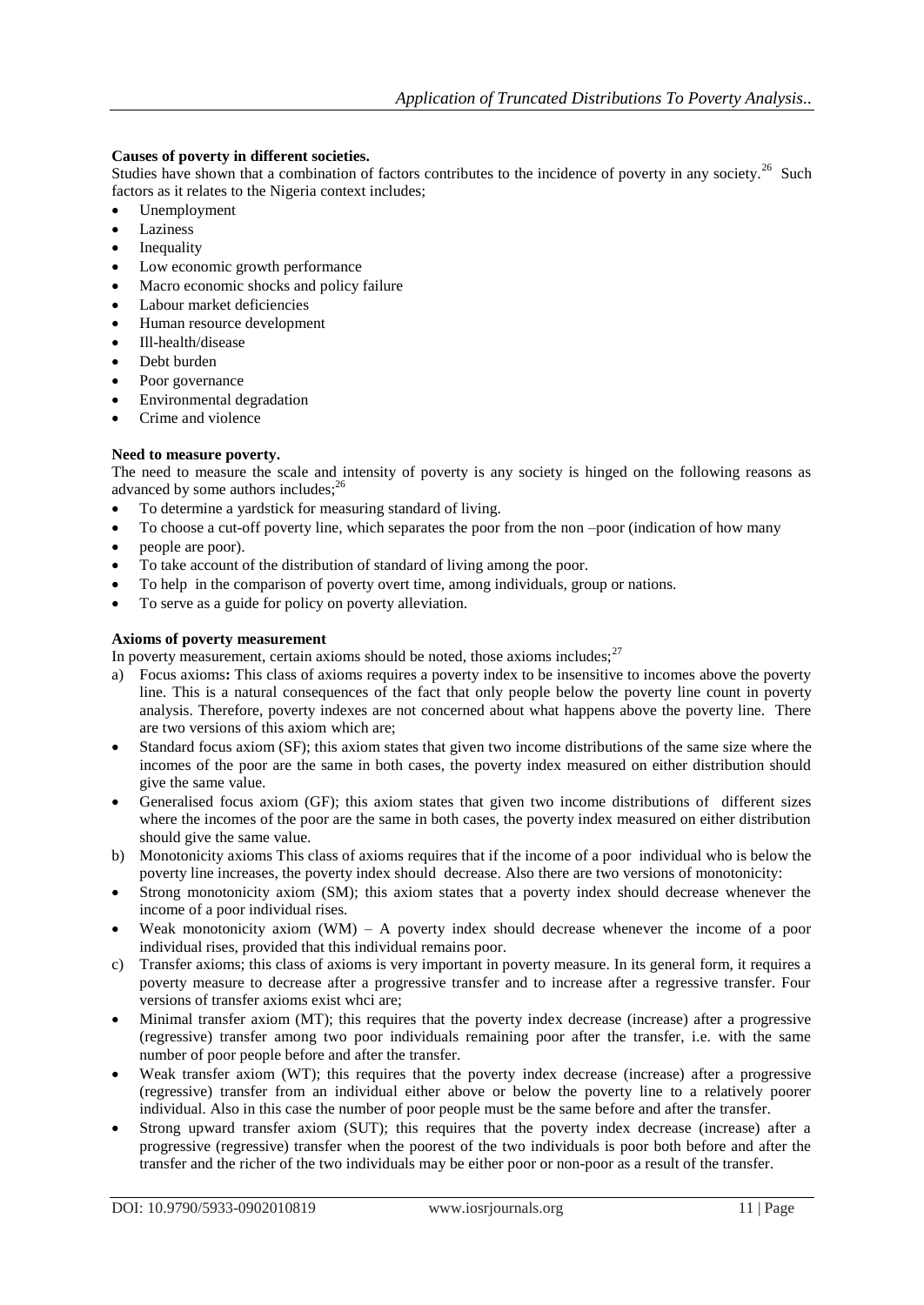**Causes of poverty in different societies.**

Studies have shown that a combination of factors contributes to the incidence of poverty in any society.[26] Such factors as it relates to the Nigeria context includes;

- Unemployment
- Laziness
- Inequality
- Low economic growth performance
- Macro economic shocks and policy failure
- Labour market deficiencies
- Human resource development
- Ill-health/disease
- Debt burden
- Poor governance
- Environmental degradation
- Crime and violence

**Need to measure poverty.**

The need to measure the scale and intensity of poverty is any society is hinged on the following reasons as advanced by some authors includes;[26]

- To determine a yardstick for measuring standard of living.
- To choose a cut-off poverty line, which separates the poor from the non –poor (indication of how many
- people are poor).
- To take account of the distribution of standard of living among the poor.
- To help in the comparison of poverty overt time, among individuals, group or nations.
- To serve as a guide for policy on poverty alleviation.

**Axioms of poverty measurement**

In poverty measurement, certain axioms should be noted, those axioms includes;[27]

a) Focus axioms**:** This class of axioms requires a poverty index to be insensitive to incomes above the poverty line. This is a natural consequences of the fact that only people below the poverty line count in poverty analysis. Therefore, poverty indexes are not concerned about what happens above the poverty line. There are two versions of this axiom which are;

- Standard focus axiom (SF); this axiom states that given two income distributions of the same size where the incomes of the poor are the same in both cases, the poverty index measured on either distribution should give the same value.
- Generalised focus axiom (GF); this axiom states that given two income distributions of different sizes where the incomes of the poor are the same in both cases, the poverty index measured on either distribution should give the same value.

b) Monotonicity axioms This class of axioms requires that if the income of a poor individual who is below the poverty line increases, the poverty index should decrease. Also there are two versions of monotonicity:

- Strong monotonicity axiom (SM); this axiom states that a poverty index should decrease whenever the income of a poor individual rises.
- Weak monotonicity axiom (WM) – A poverty index should decrease whenever the income of a poor individual rises, provided that this individual remains poor.

c) Transfer axioms; this class of axioms is very important in poverty measure. In its general form, it requires a poverty measure to decrease after a progressive transfer and to increase after a regressive transfer. Four versions of transfer axioms exist whci are;

- Minimal transfer axiom (MT); this requires that the poverty index decrease (increase) after a progressive (regressive) transfer among two poor individuals remaining poor after the transfer, i.e. with the same number of poor people before and after the transfer.
- Weak transfer axiom (WT); this requires that the poverty index decrease (increase) after a progressive (regressive) transfer from an individual either above or below the poverty line to a relatively poorer individual. Also in this case the number of poor people must be the same before and after the transfer.
- Strong upward transfer axiom (SUT); this requires that the poverty index decrease (increase) after a progressive (regressive) transfer when the poorest of the two individuals is poor both before and after the transfer and the richer of the two individuals may be either poor or non-poor as a result of the transfer.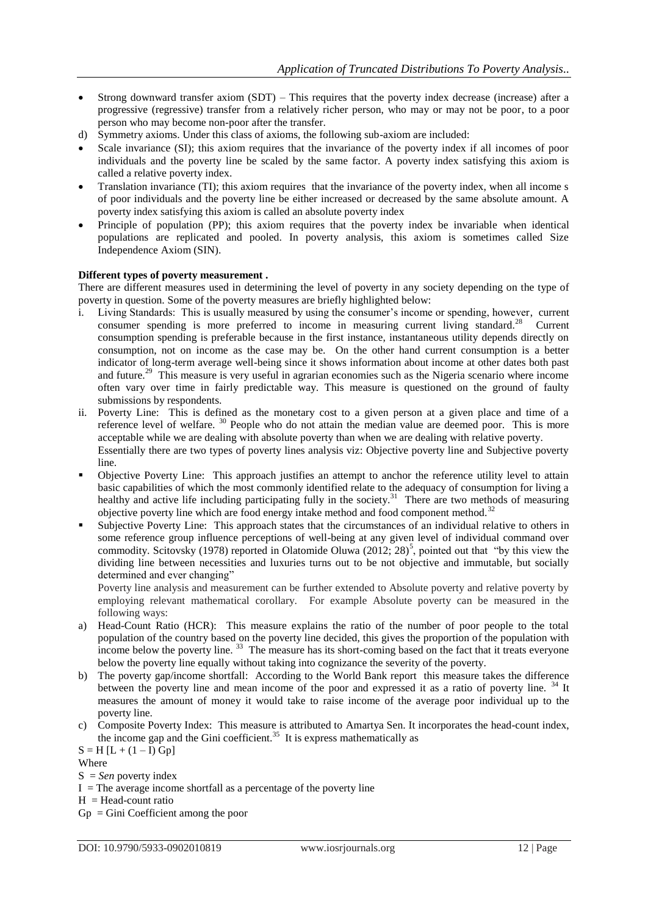- Strong downward transfer axiom (SDT) – This requires that the poverty index decrease (increase) after a progressive (regressive) transfer from a relatively richer person, who may or may not be poor, to a poor person who may become non-poor after the transfer.

d) Symmetry axioms. Under this class of axioms, the following sub-axiom are included:

- Scale invariance (SI); this axiom requires that the invariance of the poverty index if all incomes of poor individuals and the poverty line be scaled by the same factor. A poverty index satisfying this axiom is called a relative poverty index.
- Translation invariance (TI); this axiom requires that the invariance of the poverty index, when all income s of poor individuals and the poverty line be either increased or decreased by the same absolute amount. A poverty index satisfying this axiom is called an absolute poverty index
- Principle of population (PP); this axiom requires that the poverty index be invariable when identical populations are replicated and pooled. In poverty analysis, this axiom is sometimes called Size Independence Axiom (SIN).

**Different types of poverty measurement .**

There are different measures used in determining the level of poverty in any society depending on the type of poverty in question. Some of the poverty measures are briefly highlighted below:

i. Living Standards: This is usually measured by using the consumer's income or spending, however, current consumer spending is more preferred to income in measuring current living standard.[28] Current consumption spending is preferable because in the first instance, instantaneous utility depends directly on consumption, not on income as the case may be. On the other hand current consumption is a better indicator of long-term average well-being since it shows information about income at other dates both past and future.[29] This measure is very useful in agrarian economies such as the Nigeria scenario where income often vary over time in fairly predictable way. This measure is questioned on the ground of faulty submissions by respondents.

ii. Poverty Line: This is defined as the monetary cost to a given person at a given place and time of a reference level of welfare.[30] People who do not attain the median value are deemed poor. This is more acceptable while we are dealing with absolute poverty than when we are dealing with relative poverty. Essentially there are two types of poverty lines analysis viz: Objective poverty line and Subjective poverty line.

- Objective Poverty Line: This approach justifies an attempt to anchor the reference utility level to attain basic capabilities of which the most commonly identified relate to the adequacy of consumption for living a healthy and active life including participating fully in the society.[31] There are two methods of measuring objective poverty line which are food energy intake method and food component method.[32]
- Subjective Poverty Line: This approach states that the circumstances of an individual relative to others in some reference group influence perceptions of well-being at any given level of individual command over commodity. Scitovsky (1978) reported in Olatomide Oluwa (2012; 28)[5], pointed out that "by this view the dividing line between necessities and luxuries turns out to be not objective and immutable, but socially determined and ever changing"

Poverty line analysis and measurement can be further extended to Absolute poverty and relative poverty by employing relevant mathematical corollary. For example Absolute poverty can be measured in the following ways:

a) Head-Count Ratio (HCR): This measure explains the ratio of the number of poor people to the total population of the country based on the poverty line decided, this gives the proportion of the population with income below the poverty line.[33] The measure has its short-coming based on the fact that it treats everyone below the poverty line equally without taking into cognizance the severity of the poverty.

b) The poverty gap/income shortfall: According to the World Bank report this measure takes the difference between the poverty line and mean income of the poor and expressed it as a ratio of poverty line.[34] It measures the amount of money it would take to raise income of the average poor individual up to the poverty line.

c) Composite Poverty Index: This measure is attributed to Amartya Sen. It incorporates the head-count index, the income gap and the Gini coefficient.[35] It is express mathematically as

$$S = H\,[L + (1 - I)\,Gp]$$

Where

$S$ = *Sen* poverty index

$I$ = The average income shortfall as a percentage of the poverty line

$H$ = Head-count ratio

$Gp$ = Gini Coefficient among the poor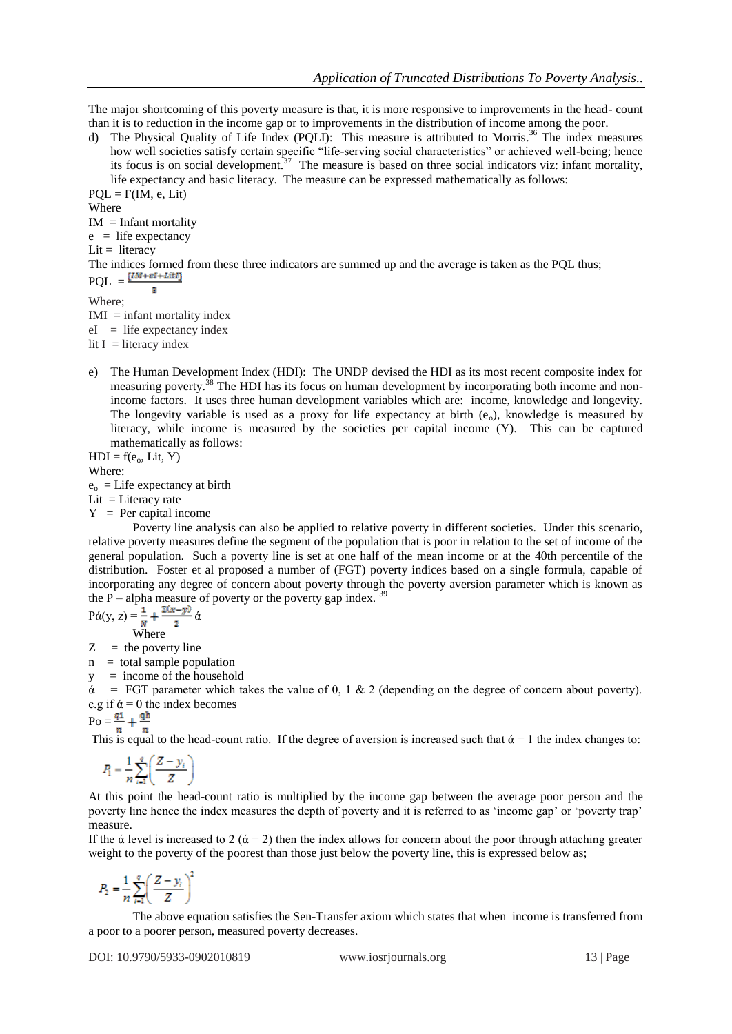The major shortcoming of this poverty measure is that, it is more responsive to improvements in the head- count than it is to reduction in the income gap or to improvements in the distribution of income among the poor.

d) The Physical Quality of Life Index (PQLI): This measure is attributed to Morris.[36] The index measures how well societies satisfy certain specific "life-serving social characteristics" or achieved well-being; hence its focus is on social development.[37] The measure is based on three social indicators viz: infant mortality, life expectancy and basic literacy. The measure can be expressed mathematically as follows:

$PQL = F(IM, e, Lit)$

Where

$IM$ = Infant mortality

$e$ = life expectancy

$Lit$ = literacy

The indices formed from these three indicators are summed up and the average is taken as the PQL thus;

$$PQL = \frac{[IM + eI + LitI]}{3}$$

Where;

$IMI$ = infant mortality index

$eI$ = life expectancy index

$lit\ I$ = literacy index

e) The Human Development Index (HDI): The UNDP devised the HDI as its most recent composite index for measuring poverty.[38] The HDI has its focus on human development by incorporating both income and non-income factors. It uses three human development variables which are: income, knowledge and longevity. The longevity variable is used as a proxy for life expectancy at birth ($e_o$), knowledge is measured by literacy, while income is measured by the societies per capital income (Y). This can be captured mathematically as follows:

$HDI = f(e_o, Lit, Y)$

Where:

$e_o$ = Life expectancy at birth

$Lit$ = Literacy rate

$Y$ = Per capital income

Poverty line analysis can also be applied to relative poverty in different societies. Under this scenario, relative poverty measures define the segment of the population that is poor in relation to the set of income of the general population. Such a poverty line is set at one half of the mean income or at the 40th percentile of the distribution. Foster et al proposed a number of (FGT) poverty indices based on a single formula, capable of incorporating any degree of concern about poverty through the poverty aversion parameter which is known as the P – alpha measure of poverty or the poverty gap index.[39]

$$P\acute{\alpha}(y, z) = \frac{1}{N} + \frac{\Sigma(x - y^i)}{2}\acute{\alpha}$$

Where

$Z$ = the poverty line

$n$ = total sample population

$y$ = income of the household

$\acute{\alpha}$ = FGT parameter which takes the value of 0, 1 & 2 (depending on the degree of concern about poverty). e.g if $\acute{\alpha} = 0$ the index becomes

$$Po = \frac{q^1}{n} + \frac{q^h}{n}$$

This is equal to the head-count ratio. If the degree of aversion is increased such that $\acute{\alpha} = 1$ the index changes to:

$$P_1 = \frac{1}{n}\sum_{i=1}^{q}\left(\frac{Z - y_i}{Z}\right)$$

At this point the head-count ratio is multiplied by the income gap between the average poor person and the poverty line hence the index measures the depth of poverty and it is referred to as 'income gap' or 'poverty trap' measure.

If the $\acute{\alpha}$ level is increased to 2 ($\acute{\alpha} = 2$) then the index allows for concern about the poor through attaching greater weight to the poverty of the poorest than those just below the poverty line, this is expressed below as;

$$P_2 = \frac{1}{n}\sum_{i=1}^{q}\left(\frac{Z - y_i}{Z}\right)^2$$

The above equation satisfies the Sen-Transfer axiom which states that when income is transferred from a poor to a poorer person, measured poverty decreases.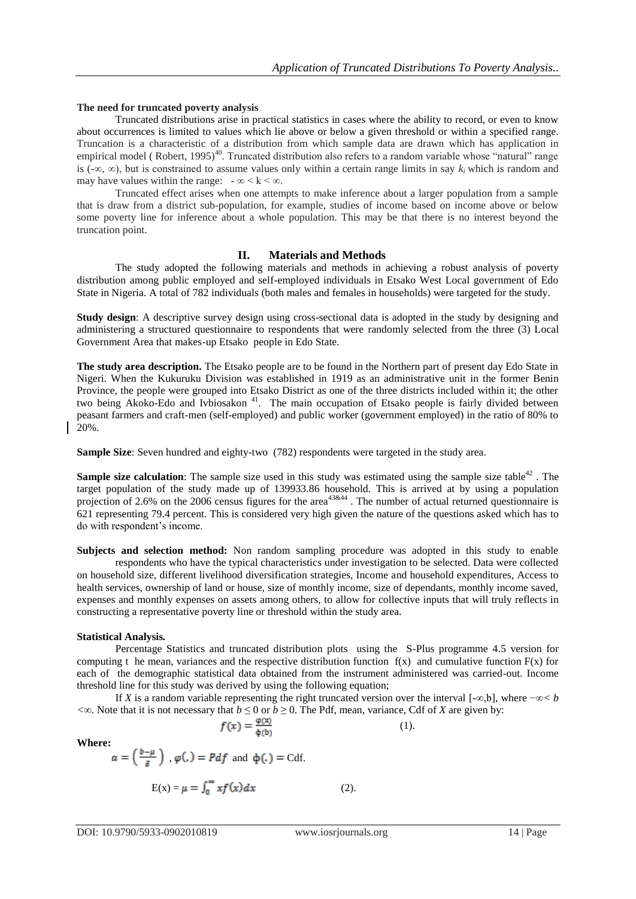**The need for truncated poverty analysis**

Truncated distributions arise in practical statistics in cases where the ability to record, or even to know about occurrences is limited to values which lie above or below a given threshold or within a specified range. Truncation is a characteristic of a distribution from which sample data are drawn which has application in empirical model ( Robert, 1995)[40]. Truncated distribution also refers to a random variable whose "natural" range is $(-\infty, \infty)$, but is constrained to assume values only within a certain range limits in say $k_i$ which is random and may have values within the range: $-\infty < k < \infty$.

Truncated effect arises when one attempts to make inference about a larger population from a sample that is draw from a district sub-population, for example, studies of income based on income above or below some poverty line for inference about a whole population. This may be that there is no interest beyond the truncation point.

## II. Materials and Methods

The study adopted the following materials and methods in achieving a robust analysis of poverty distribution among public employed and self-employed individuals in Etsako West Local government of Edo State in Nigeria. A total of 782 individuals (both males and females in households) were targeted for the study.

**Study design**: A descriptive survey design using cross-sectional data is adopted in the study by designing and administering a structured questionnaire to respondents that were randomly selected from the three (3) Local Government Area that makes-up Etsako people in Edo State.

**The study area description.** The Etsako people are to be found in the Northern part of present day Edo State in Nigeri. When the Kukuruku Division was established in 1919 as an administrative unit in the former Benin Province, the people were grouped into Etsako District as one of the three districts included within it; the other two being Akoko-Edo and Ivbiosakon [41]. The main occupation of Etsako people is fairly divided between peasant farmers and craft-men (self-employed) and public worker (government employed) in the ratio of 80% to 20%.

**Sample Size**: Seven hundred and eighty-two (782) respondents were targeted in the study area.

**Sample size calculation**: The sample size used in this study was estimated using the sample size table[42] . The target population of the study made up of 139933.86 household. This is arrived at by using a population projection of 2.6% on the 2006 census figures for the area[43&44] . The number of actual returned questionnaire is 621 representing 79.4 percent. This is considered very high given the nature of the questions asked which has to do with respondent's income.

**Subjects and selection method:** Non random sampling procedure was adopted in this study to enable respondents who have the typical characteristics under investigation to be selected. Data were collected on household size, different livelihood diversification strategies, Income and household expenditures, Access to health services, ownership of land or house, size of monthly income, size of dependants, monthly income saved, expenses and monthly expenses on assets among others, to allow for collective inputs that will truly reflects in constructing a representative poverty line or threshold within the study area.

**Statistical Analysis.**

Percentage Statistics and truncated distribution plots using the S-Plus programme 4.5 version for computing t he mean, variances and the respective distribution function $f(x)$ and cumulative function $F(x)$ for each of the demographic statistical data obtained from the instrument administered was carried-out. Income threshold line for this study was derived by using the following equation;

If $X$ is a random variable representing the right truncated version over the interval $[-\infty, b]$, where $-\infty < b < \infty$. Note that it is not necessary that $b \leq 0$ or $b \geq 0$. The Pdf, mean, variance, Cdf of $X$ are given by:

$$f(x) = \frac{\varphi(x)}{\phi(b)} \quad (1).$$

**Where:**

$\alpha = \left(\frac{b-\mu}{\delta}\right)$ , $\varphi(.) = Pdf$ and $\phi(.) =$ Cdf.

$$E(x) = \mu = \int_0^{\infty} x f(x) dx \quad (2).$$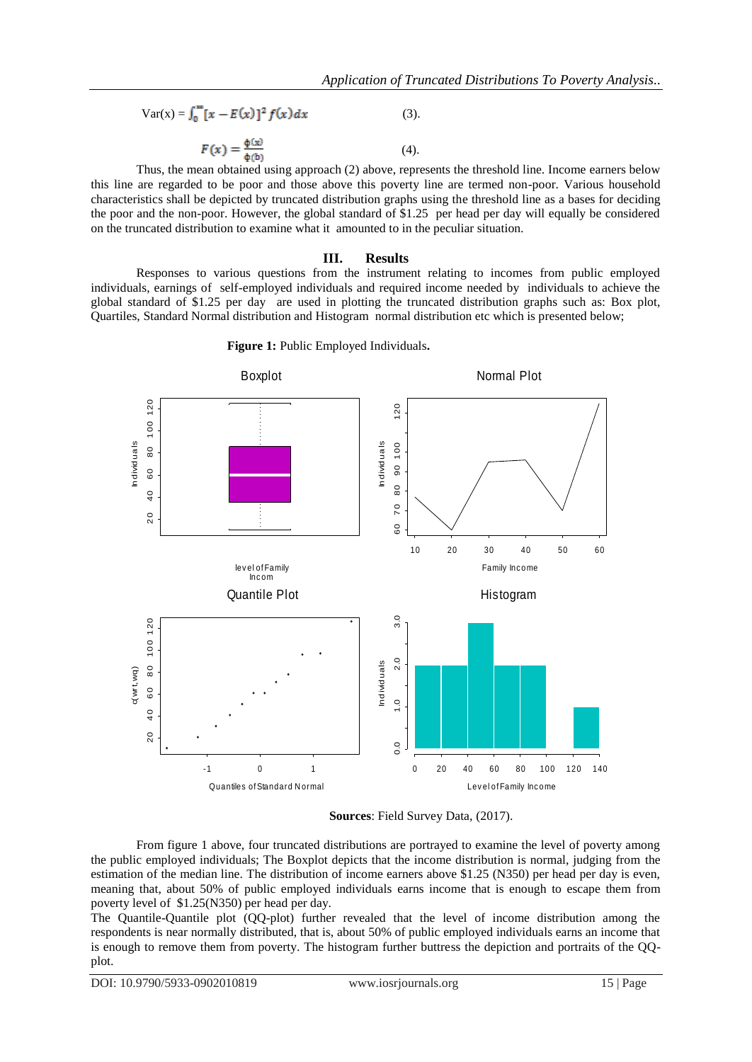$$\text{Var}(x) = \int_0^{\infty} [x - E(x)]^2 f(x) dx \quad (3).$$

$$F(x) = \frac{\phi(x)}{\phi(b)} \quad (4).$$

Thus, the mean obtained using approach (2) above, represents the threshold line. Income earners below this line are regarded to be poor and those above this poverty line are termed non-poor. Various household characteristics shall be depicted by truncated distribution graphs using the threshold line as a bases for deciding the poor and the non-poor. However, the global standard of $1.25 per head per day will equally be considered on the truncated distribution to examine what it amounted to in the peculiar situation.

## III. Results

Responses to various questions from the instrument relating to incomes from public employed individuals, earnings of self-employed individuals and required income needed by individuals to achieve the global standard of $1.25 per day are used in plotting the truncated distribution graphs such as: Box plot, Quartiles, Standard Normal distribution and Histogram normal distribution etc which is presented below;

**Figure 1:** Public Employed Individuals**.**

**Sources**: Field Survey Data, (2017).

From figure 1 above, four truncated distributions are portrayed to examine the level of poverty among the public employed individuals; The Boxplot depicts that the income distribution is normal, judging from the estimation of the median line. The distribution of income earners above $1.25 (N350) per head per day is even, meaning that, about 50% of public employed individuals earns income that is enough to escape them from poverty level of $1.25(N350) per head per day.

The Quantile-Quantile plot (QQ-plot) further revealed that the level of income distribution among the respondents is near normally distributed, that is, about 50% of public employed individuals earns an income that is enough to remove them from poverty. The histogram further buttress the depiction and portraits of the QQ-plot.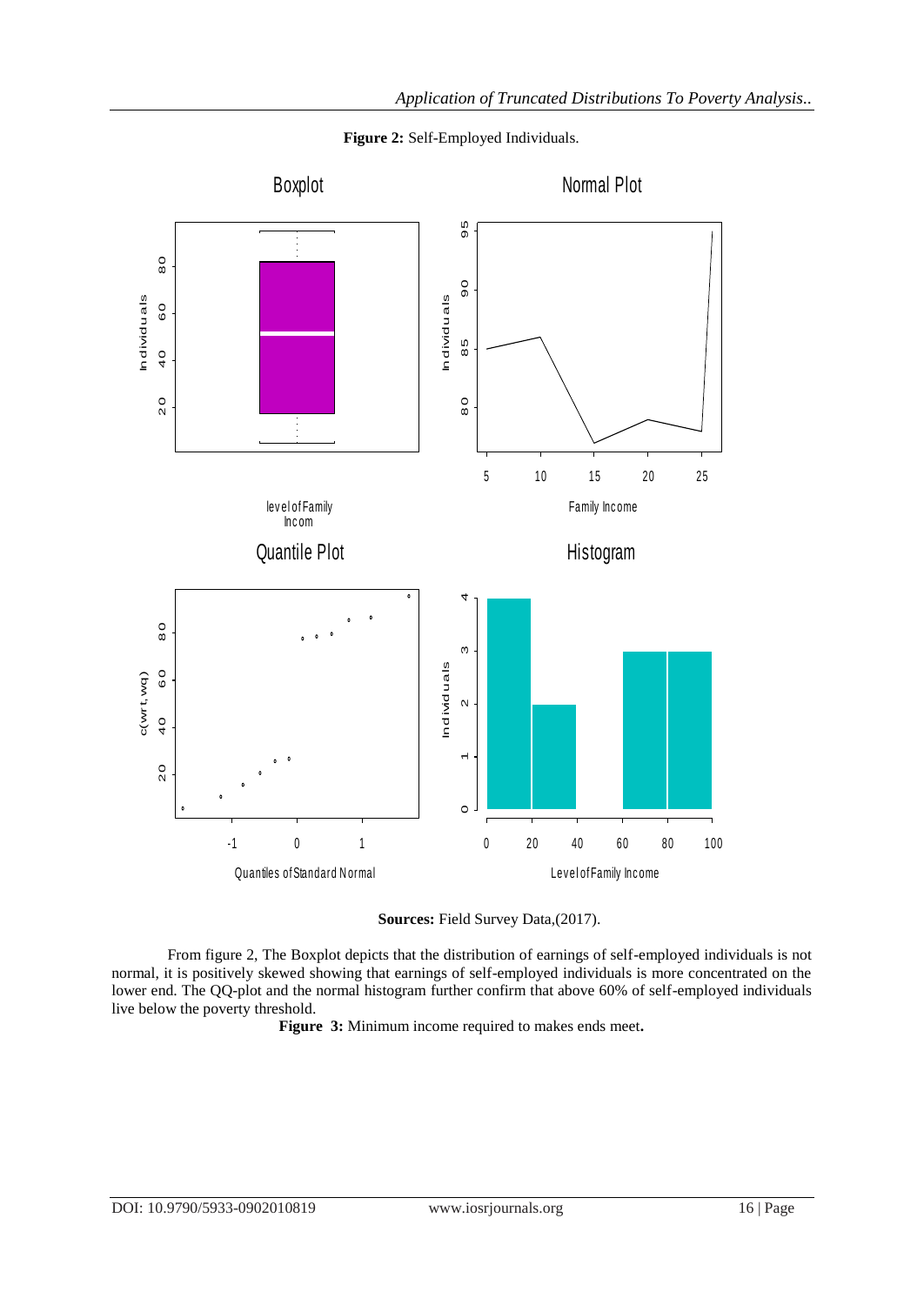**Figure 2:** Self-Employed Individuals.

**Sources:** Field Survey Data,(2017).

From figure 2, The Boxplot depicts that the distribution of earnings of self-employed individuals is not normal, it is positively skewed showing that earnings of self-employed individuals is more concentrated on the lower end. The QQ-plot and the normal histogram further confirm that above 60% of self-employed individuals live below the poverty threshold.

**Figure 3:** Minimum income required to makes ends meet**.**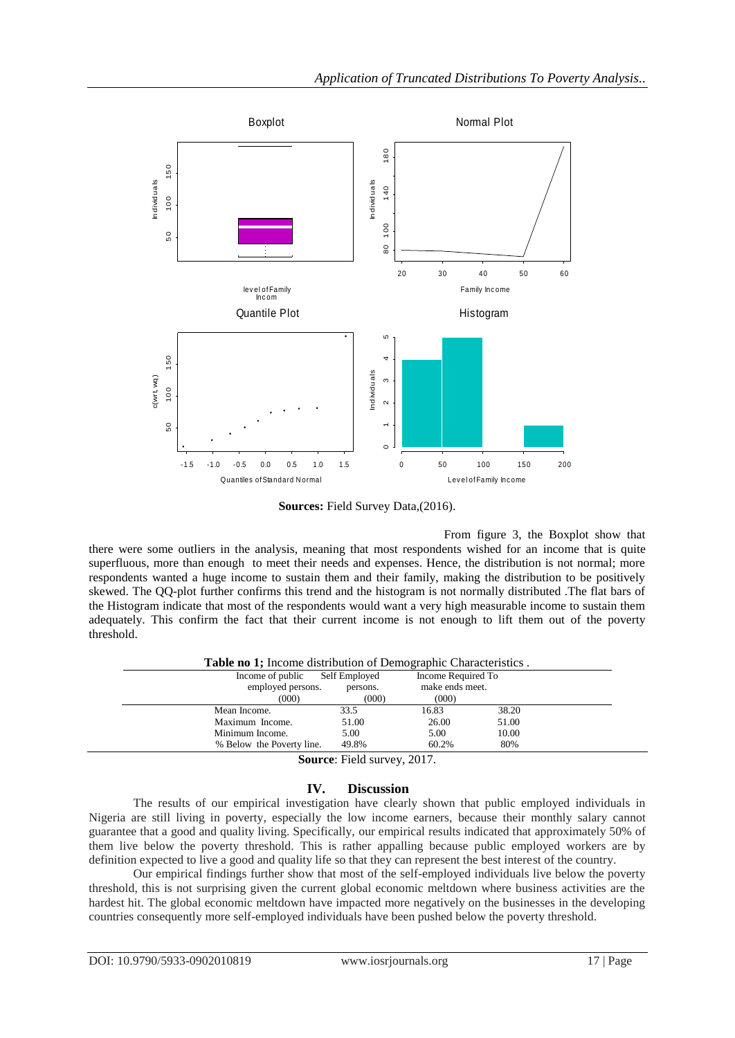**Sources:** Field Survey Data,(2016).

From figure 3, the Boxplot show that there were some outliers in the analysis, meaning that most respondents wished for an income that is quite superfluous, more than enough to meet their needs and expenses. Hence, the distribution is not normal; more respondents wanted a huge income to sustain them and their family, making the distribution to be positively skewed. The QQ-plot further confirms this trend and the histogram is not normally distributed .The flat bars of the Histogram indicate that most of the respondents would want a very high measurable income to sustain them adequately. This confirm the fact that their current income is not enough to lift them out of the poverty threshold.

**Table no 1;** Income distribution of Demographic Characteristics .

| | Income of public employed persons. (000) | Self Employed persons. (000) | Income Required To make ends meet. (000) |
|---|---|---|---|
| Mean Income. | 33.5 | 16.83 | 38.20 |
| Maximum Income. | 51.00 | 26.00 | 51.00 |
| Minimum Income. | 5.00 | 5.00 | 10.00 |
| % Below the Poverty line. | 49.8% | 60.2% | 80% |

**Source**: Field survey, 2017.

## IV. Discussion

The results of our empirical investigation have clearly shown that public employed individuals in Nigeria are still living in poverty, especially the low income earners, because their monthly salary cannot guarantee that a good and quality living. Specifically, our empirical results indicated that approximately 50% of them live below the poverty threshold. This is rather appalling because public employed workers are by definition expected to live a good and quality life so that they can represent the best interest of the country.

Our empirical findings further show that most of the self-employed individuals live below the poverty threshold, this is not surprising given the current global economic meltdown where business activities are the hardest hit. The global economic meltdown have impacted more negatively on the businesses in the developing countries consequently more self-employed individuals have been pushed below the poverty threshold.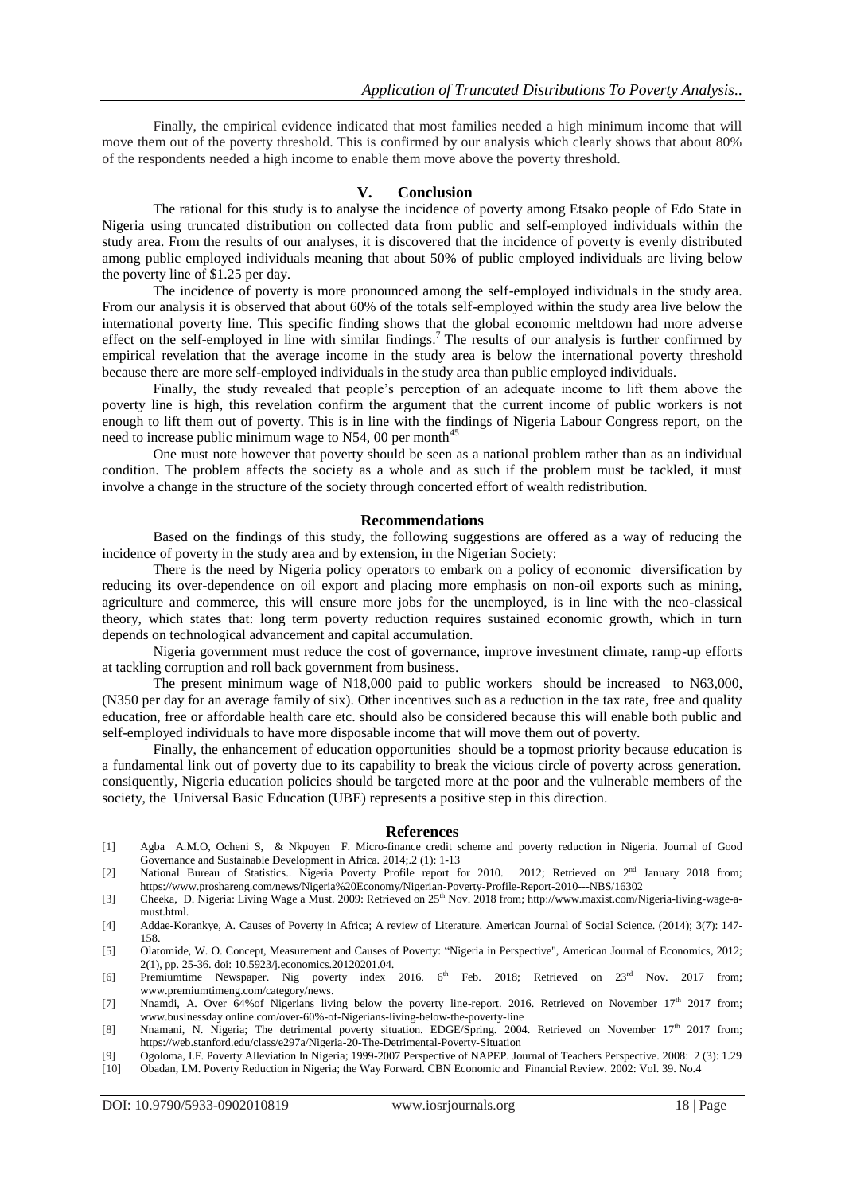Finally, the empirical evidence indicated that most families needed a high minimum income that will move them out of the poverty threshold. This is confirmed by our analysis which clearly shows that about 80% of the respondents needed a high income to enable them move above the poverty threshold.

## V. Conclusion

The rational for this study is to analyse the incidence of poverty among Etsako people of Edo State in Nigeria using truncated distribution on collected data from public and self-employed individuals within the study area. From the results of our analyses, it is discovered that the incidence of poverty is evenly distributed among public employed individuals meaning that about 50% of public employed individuals are living below the poverty line of $1.25 per day.

The incidence of poverty is more pronounced among the self-employed individuals in the study area. From our analysis it is observed that about 60% of the totals self-employed within the study area live below the international poverty line. This specific finding shows that the global economic meltdown had more adverse effect on the self-employed in line with similar findings.[7] The results of our analysis is further confirmed by empirical revelation that the average income in the study area is below the international poverty threshold because there are more self-employed individuals in the study area than public employed individuals.

Finally, the study revealed that people's perception of an adequate income to lift them above the poverty line is high, this revelation confirm the argument that the current income of public workers is not enough to lift them out of poverty. This is in line with the findings of Nigeria Labour Congress report, on the need to increase public minimum wage to N54, 00 per month[45]

One must note however that poverty should be seen as a national problem rather than as an individual condition. The problem affects the society as a whole and as such if the problem must be tackled, it must involve a change in the structure of the society through concerted effort of wealth redistribution.

## Recommendations

Based on the findings of this study, the following suggestions are offered as a way of reducing the incidence of poverty in the study area and by extension, in the Nigerian Society:

There is the need by Nigeria policy operators to embark on a policy of economic diversification by reducing its over-dependence on oil export and placing more emphasis on non-oil exports such as mining, agriculture and commerce, this will ensure more jobs for the unemployed, is in line with the neo-classical theory, which states that: long term poverty reduction requires sustained economic growth, which in turn depends on technological advancement and capital accumulation.

Nigeria government must reduce the cost of governance, improve investment climate, ramp-up efforts at tackling corruption and roll back government from business.

The present minimum wage of N18,000 paid to public workers should be increased to N63,000, (N350 per day for an average family of six). Other incentives such as a reduction in the tax rate, free and quality education, free or affordable health care etc. should also be considered because this will enable both public and self-employed individuals to have more disposable income that will move them out of poverty.

Finally, the enhancement of education opportunities should be a topmost priority because education is a fundamental link out of poverty due to its capability to break the vicious circle of poverty across generation. consiquently, Nigeria education policies should be targeted more at the poor and the vulnerable members of the society, the Universal Basic Education (UBE) represents a positive step in this direction.

## References

[1] Agba A.M.O, Ocheni S, & Nkpoyen F. Micro-finance credit scheme and poverty reduction in Nigeria. Journal of Good Governance and Sustainable Development in Africa. 2014;.2 (1): 1-13

[2] National Bureau of Statistics.. Nigeria Poverty Profile report for 2010. 2012; Retrieved on 2nd January 2018 from; https://www.proshareng.com/news/Nigeria%20Economy/Nigerian-Poverty-Profile-Report-2010---NBS/16302

[3] Cheeka, D. Nigeria: Living Wage a Must. 2009: Retrieved on 25th Nov. 2018 from; http://www.maxist.com/Nigeria-living-wage-a-must.html.

[4] Addae-Korankye, A. Causes of Poverty in Africa; A review of Literature. American Journal of Social Science. (2014); 3(7): 147-158.

[5] Olatomide, W. O. Concept, Measurement and Causes of Poverty: "Nigeria in Perspective", American Journal of Economics, 2012; 2(1), pp. 25-36. doi: 10.5923/j.economics.20120201.04.

[6] Premiumtime Newspaper. Nig poverty index 2016. 6th Feb. 2018; Retrieved on 23rd Nov. 2017 from; www.premiumtimeng.com/category/news.

[7] Nnamdi, A. Over 64%of Nigerians living below the poverty line-report. 2016. Retrieved on November 17th 2017 from; www.businessday online.com/over-60%-of-Nigerians-living-below-the-poverty-line

[8] Nnamani, N. Nigeria; The detrimental poverty situation. EDGE/Spring. 2004. Retrieved on November 17th 2017 from; https://web.stanford.edu/class/e297a/Nigeria-20-The-Detrimental-Poverty-Situation

[9] Ogoloma, I.F. Poverty Alleviation In Nigeria; 1999-2007 Perspective of NAPEP. Journal of Teachers Perspective. 2008: 2 (3): 1.29

[10] Obadan, I.M. Poverty Reduction in Nigeria; the Way Forward. CBN Economic and Financial Review. 2002: Vol. 39. No.4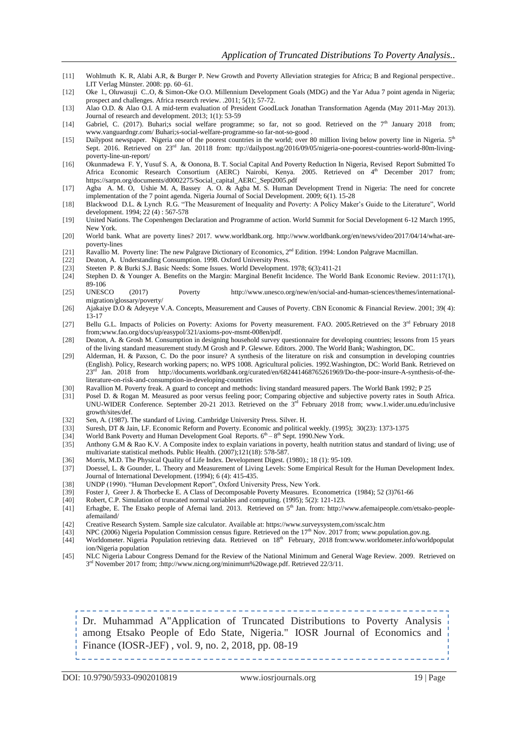[11] Wohlmuth K. R, Alabi A.R, & Burger P. New Growth and Poverty Alleviation strategies for Africa; B and Regional perspective.. LIT Verlag Münster. 2008: pp. 60–61.

[12] Oke l., Oluwasuji C..O, & Simon-Oke O.O. Millennium Development Goals (MDG) and the Yar Adua 7 point agenda in Nigeria; prospect and challenges. Africa research review. .2011; 5(1); 57-72.

[13] Alao O.D. & Alao O.I. A mid-term evaluation of President GoodLuck Jonathan Transformation Agenda (May 2011-May 2013). Journal of research and development. 2013; 1(1): 53-59

[14] Gabriel, C. (2017). Buhari;s social welfare programme; so far, not so good. Retrieved on the 7th January 2018 from; www.vanguardngr.com/ Buhari;s-social-welfare-programme-so far-not-so-good .

[15] Dailypost newspaper. Nigeria one of the poorest countries in the world; over 80 million living below poverty line in Nigeria. 5th Sept. 2016. Retrieved on 23rd Jan. 20118 from: ttp://dailypost.ng/2016/09/05/nigeria-one-poorest-countries-world-80m-living-poverty-line-un-report/

[16] Okunmadewa F. Y, Yusuf S. A, & Oonona, B. T. Social Capital And Poverty Reduction In Nigeria, Revised Report Submitted To Africa Economic Research Consortium (AERC) Nairobi, Kenya. 2005. Retrieved on 4th December 2017 from; https://sarpn.org/documents/d0002275/Social_capital_AERC_Sept2005.pdf

[17] Agba A. M. O, Ushie M. A, Bassey A. O. & Agba M. S. Human Development Trend in Nigeria: The need for concrete implementation of the 7 point agenda. Nigeria Journal of Social Development. 2009; 6(1). 15-28

[18] Blackwood D.L. & Lynch R.G. "The Measurement of Inequality and Poverty: A Policy Maker's Guide to the Literature", World development. 1994; 22 (4) : 567-578

[19] United Nations. The Copenhengen Declaration and Programme of action. World Summit for Social Development 6-12 March 1995, New York.

[20] World bank. What are poverty lines? 2017. www.worldbank.org. http://www.worldbank.org/en/news/video/2017/04/14/what-are-poverty-lines

[21] Ravallio M. Poverty line: The new Palgrave Dictionary of Economics, 2nd Edition. 1994: London Palgrave Macmillan.

[22] Deaton, A. Understanding Consumption. 1998. Oxford University Press.

[23] Steeten P. & Burki S.J. Basic Needs: Some Issues. World Development. 1978; 6(3):411-21

[24] Stephen D. & Younger A. Benefits on the Margin: Marginal Benefit Incidence. The World Bank Economic Review. 2011:17(1), 89-106

[25] UNESCO (2017) Poverty http://www.unesco.org/new/en/social-and-human-sciences/themes/international-migration/glossary/poverty/

[26] Ajakaiye D.O & Adeyeye V.A. Concepts, Measurement and Causes of Poverty. CBN Economic & Financial Review. 2001; 39( 4): 13-17

[27] Bellu G.L. Impacts of Policies on Poverty: Axioms for Poverty measurement. FAO. 2005.Retrieved on the 3rd February 2018 from;www.fao.org/docs/up/easypol/321/axioms-pov-msmt-008en/pdf.

[28] Deaton, A. & Grosh M. Consumption in designing household survey questionnaire for developing countries; lessons from 15 years of the living standard measurement study.M Grosh and P. Glewwe. Editors. 2000. The World Bank; Washington, DC.

[29] Alderman, H. & Paxson, C. Do the poor insure? A synthesis of the literature on risk and consumption in developing countries (English). Policy, Research working papers; no. WPS 1008. Agricultural policies. 1992.Washington, DC: World Bank. Retrieved on 23rd Jan. 2018 from http://documents.worldbank.org/curated/en/682441468765261969/Do-the-poor-insure-A-synthesis-of-the-literature-on-risk-and-consumption-in-developing-countries

[30] Ravallion M. Poverty freak. A guard to concept and methods: living standard measured papers. The World Bank 1992; P 25

[31] Posel D. & Rogan M. Measured as poor versus feeling poor; Comparing objective and subjective poverty rates in South Africa. UNU-WIDER Conference. September 20-21 2013. Retrieved on the 3rd February 2018 from; www.1.wider.unu.edu/inclusive growth/sites/def.

[32] Sen, A. (1987). The standard of Living. Cambridge University Press. Silver. H.

[33] Suresh, DT & Jain, LF. Economic Reform and Poverty. Economic and political weekly. (1995); 30(23): 1373-1375

[34] World Bank Poverty and Human Development Goal Reports. 6th – 8th Sept. 1990.New York.

[35] Anthony G.M & Rao K.V. A Composite index to explain variations in poverty, health nutrition status and standard of living; use of multivariate statistical methods. Public Health. (2007);121(18): 578-587.

[36] Morris, M.D. The Physical Quality of Life Index. Development Digest. (1980).; 18 (1): 95-109.

[37] Doessel, L. & Gounder, L. Theory and Measurement of Living Levels: Some Empirical Result for the Human Development Index. Journal of International Development. (1994); 6 (4): 415-435.

[38] UNDP (1990). "Human Development Report", Oxford University Press, New York.

[39] Foster J, Greer J. & Thorbecke E. A Class of Decomposable Poverty Measures. Econometrica (1984); 52 (3)761-66

[40] Robert, C.P. Simulation of truncated normal variables and computing. (1995); 5(2): 121-123.

[41] Erhagbe, E. The Etsako people of Afemai land. 2013. Retrieved on 5th Jan. from: http://www.afemaipeople.com/etsako-people-afemailand/

[42] Creative Research System. Sample size calculator. Available at: https://www.surveysystem,com/sscalc.htm

[43] NPC (2006) Nigeria Population Commission census figure. Retrieved on the 17th Nov. 2017 from; www.population.gov.ng.

[44] Worldometer. Nigeria Population retrieving data. Retrieved on 18th February, 2018 from:www.worldometer.info/worldpopulation/Nigeria population

[45] NLC Nigeria Labour Congress Demand for the Review of the National Minimum and General Wage Review. 2009. Retrieved on 3rd November 2017 from; :http://www.nicng.org/minimum%20wage.pdf. Retrieved 22/3/11.

Dr. Muhammad A"Application of Truncated Distributions to Poverty Analysis among Etsako People of Edo State, Nigeria." IOSR Journal of Economics and Finance (IOSR-JEF) , vol. 9, no. 2, 2018, pp. 08-19